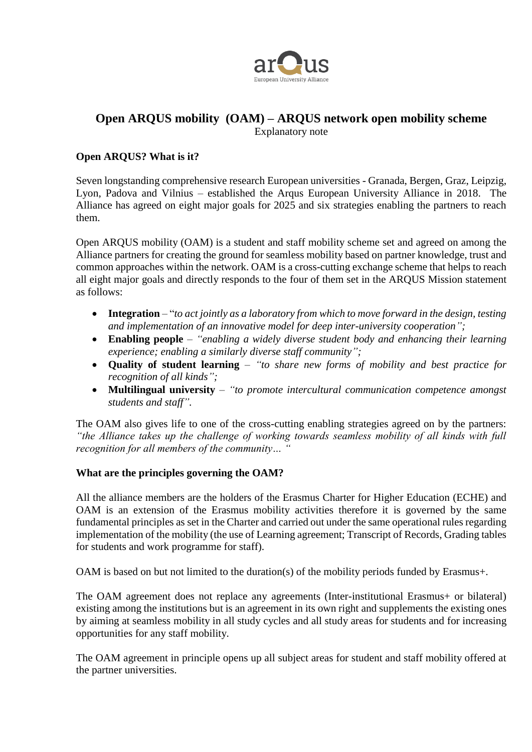# Open ARQUS mobility (OAM) – ARQUS network open mobility scheme

Explanatory note

## Open ARQUS? What is it?

Seven longstanding comprehensive research European universities - Granada, Bergen, Graz, Leipzig, Lyon, Padova and Vilnius – established the Arqus European University Alliance in 2018. The Alliance has agreed on eight major goals for 2025 and six strategies enabling the partners to reach them.

Open ARQUS mobility (OAM) is a student and staff mobility scheme set and agreed on among the Alliance partners for creating the ground for seamless mobility based on partner knowledge, trust and common approaches within the network. OAM is a cross-cutting exchange scheme that helps to reach all eight major goals and directly responds to the four of them set in the ARQUS Mission statement as follows:

- **Integration** – "*to act jointly as a laboratory from which to move forward in the design, testing and implementation of an innovative model for deep inter-university cooperation";*
- **Enabling people** – *"enabling a widely diverse student body and enhancing their learning experience; enabling a similarly diverse staff community";*
- **Quality of student learning** – *"to share new forms of mobility and best practice for recognition of all kinds";*
- **Multilingual university** – *"to promote intercultural communication competence amongst students and staff".*

The OAM also gives life to one of the cross-cutting enabling strategies agreed on by the partners: *"the Alliance takes up the challenge of working towards seamless mobility of all kinds with full recognition for all members of the community… "*

## What are the principles governing the OAM?

All the alliance members are the holders of the Erasmus Charter for Higher Education (ECHE) and OAM is an extension of the Erasmus mobility activities therefore it is governed by the same fundamental principles as set in the Charter and carried out under the same operational rules regarding implementation of the mobility (the use of Learning agreement; Transcript of Records, Grading tables for students and work programme for staff).

OAM is based on but not limited to the duration(s) of the mobility periods funded by Erasmus+.

The OAM agreement does not replace any agreements (Inter-institutional Erasmus+ or bilateral) existing among the institutions but is an agreement in its own right and supplements the existing ones by aiming at seamless mobility in all study cycles and all study areas for students and for increasing opportunities for any staff mobility.

The OAM agreement in principle opens up all subject areas for student and staff mobility offered at the partner universities.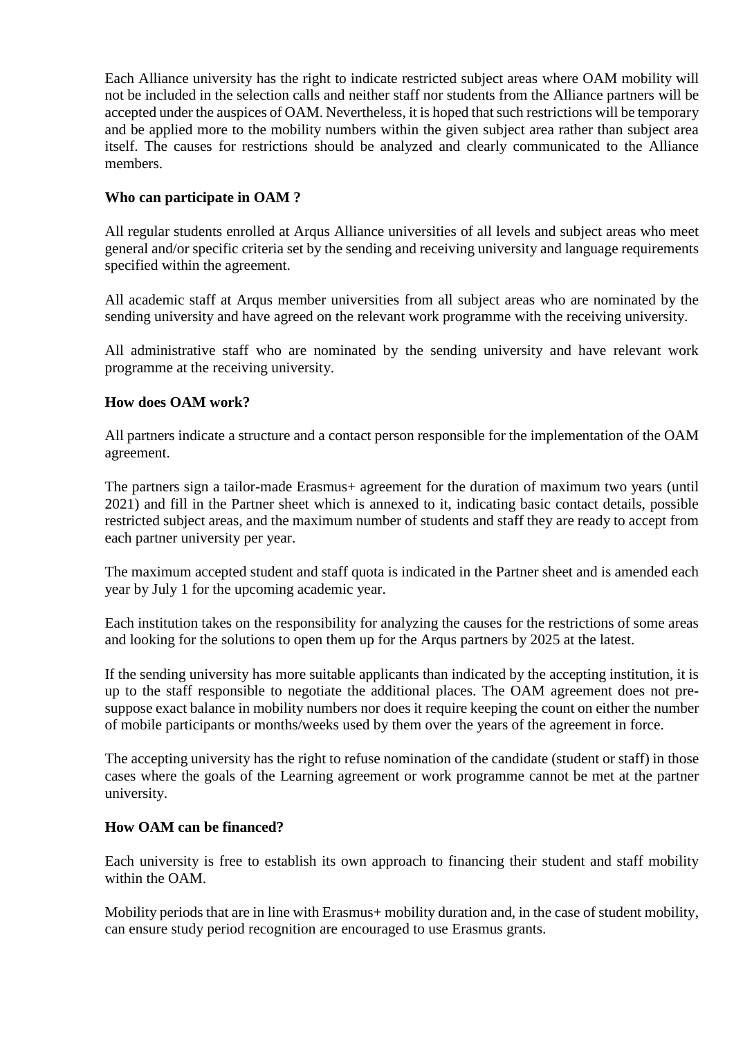Each Alliance university has the right to indicate restricted subject areas where OAM mobility will not be included in the selection calls and neither staff nor students from the Alliance partners will be accepted under the auspices of OAM. Nevertheless, it is hoped that such restrictions will be temporary and be applied more to the mobility numbers within the given subject area rather than subject area itself. The causes for restrictions should be analyzed and clearly communicated to the Alliance members.

**Who can participate in OAM ?**

All regular students enrolled at Arqus Alliance universities of all levels and subject areas who meet general and/or specific criteria set by the sending and receiving university and language requirements specified within the agreement.

All academic staff at Arqus member universities from all subject areas who are nominated by the sending university and have agreed on the relevant work programme with the receiving university.

All administrative staff who are nominated by the sending university and have relevant work programme at the receiving university.

**How does OAM work?**

All partners indicate a structure and a contact person responsible for the implementation of the OAM agreement.

The partners sign a tailor-made Erasmus+ agreement for the duration of maximum two years (until 2021) and fill in the Partner sheet which is annexed to it, indicating basic contact details, possible restricted subject areas, and the maximum number of students and staff they are ready to accept from each partner university per year.

The maximum accepted student and staff quota is indicated in the Partner sheet and is amended each year by July 1 for the upcoming academic year.

Each institution takes on the responsibility for analyzing the causes for the restrictions of some areas and looking for the solutions to open them up for the Arqus partners by 2025 at the latest.

If the sending university has more suitable applicants than indicated by the accepting institution, it is up to the staff responsible to negotiate the additional places. The OAM agreement does not pre-suppose exact balance in mobility numbers nor does it require keeping the count on either the number of mobile participants or months/weeks used by them over the years of the agreement in force.

The accepting university has the right to refuse nomination of the candidate (student or staff) in those cases where the goals of the Learning agreement or work programme cannot be met at the partner university.

**How OAM can be financed?**

Each university is free to establish its own approach to financing their student and staff mobility within the OAM.

Mobility periods that are in line with Erasmus+ mobility duration and, in the case of student mobility, can ensure study period recognition are encouraged to use Erasmus grants.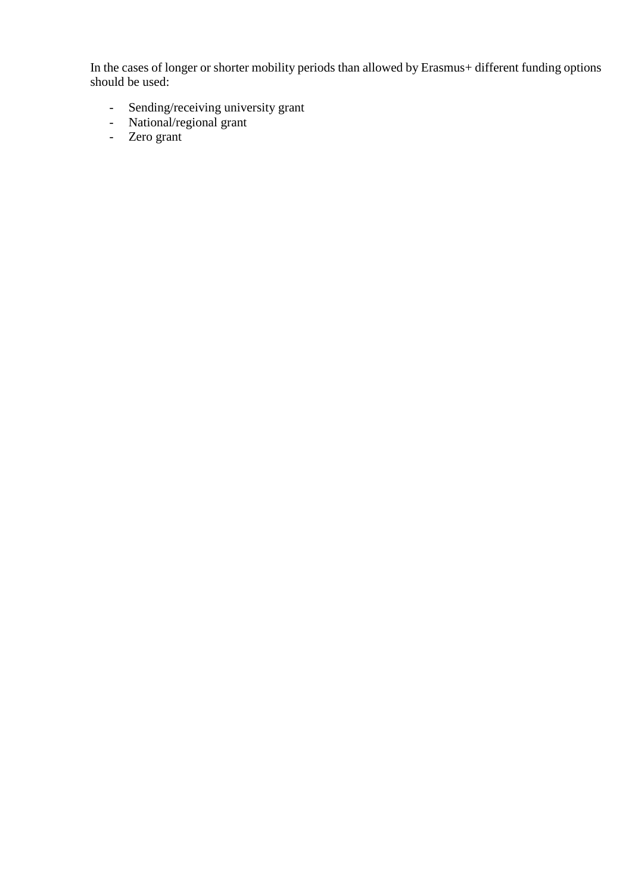In the cases of longer or shorter mobility periods than allowed by Erasmus+ different funding options should be used:

- Sending/receiving university grant
- National/regional grant
- Zero grant